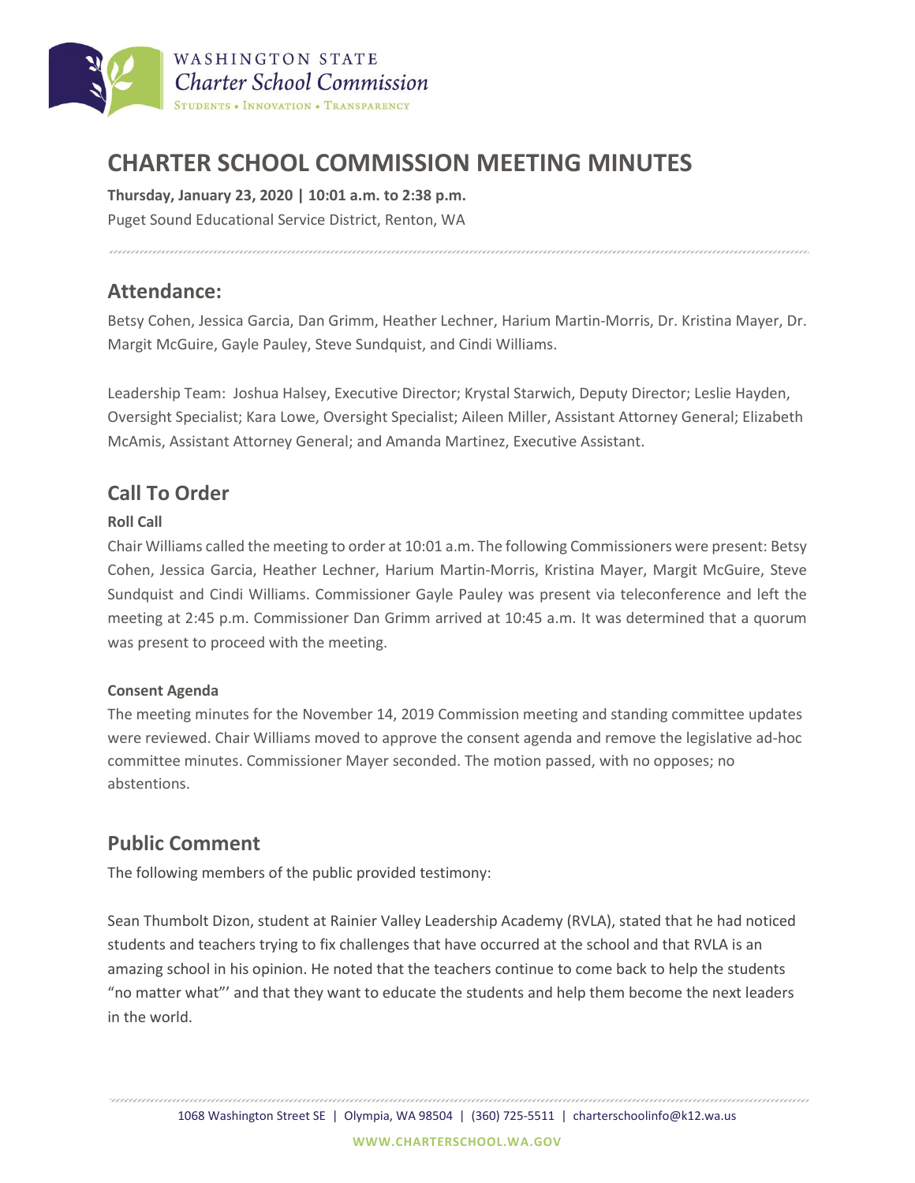# CHARTER SCHOOL COMMISSION MEETING MINUTES

**Thursday, January 23, 2020 | 10:01 a.m. to 2:38 p.m.**
Puget Sound Educational Service District, Renton, WA

## Attendance:

Betsy Cohen, Jessica Garcia, Dan Grimm, Heather Lechner, Harium Martin-Morris, Dr. Kristina Mayer, Dr. Margit McGuire, Gayle Pauley, Steve Sundquist, and Cindi Williams.

Leadership Team: Joshua Halsey, Executive Director; Krystal Starwich, Deputy Director; Leslie Hayden, Oversight Specialist; Kara Lowe, Oversight Specialist; Aileen Miller, Assistant Attorney General; Elizabeth McAmis, Assistant Attorney General; and Amanda Martinez, Executive Assistant.

## Call To Order

**Roll Call**

Chair Williams called the meeting to order at 10:01 a.m. The following Commissioners were present: Betsy Cohen, Jessica Garcia, Heather Lechner, Harium Martin-Morris, Kristina Mayer, Margit McGuire, Steve Sundquist and Cindi Williams. Commissioner Gayle Pauley was present via teleconference and left the meeting at 2:45 p.m. Commissioner Dan Grimm arrived at 10:45 a.m. It was determined that a quorum was present to proceed with the meeting.

**Consent Agenda**

The meeting minutes for the November 14, 2019 Commission meeting and standing committee updates were reviewed. Chair Williams moved to approve the consent agenda and remove the legislative ad-hoc committee minutes. Commissioner Mayer seconded. The motion passed, with no opposes; no abstentions.

## Public Comment

The following members of the public provided testimony:

Sean Thumbolt Dizon, student at Rainier Valley Leadership Academy (RVLA), stated that he had noticed students and teachers trying to fix challenges that have occurred at the school and that RVLA is an amazing school in his opinion. He noted that the teachers continue to come back to help the students "no matter what"' and that they want to educate the students and help them become the next leaders in the world.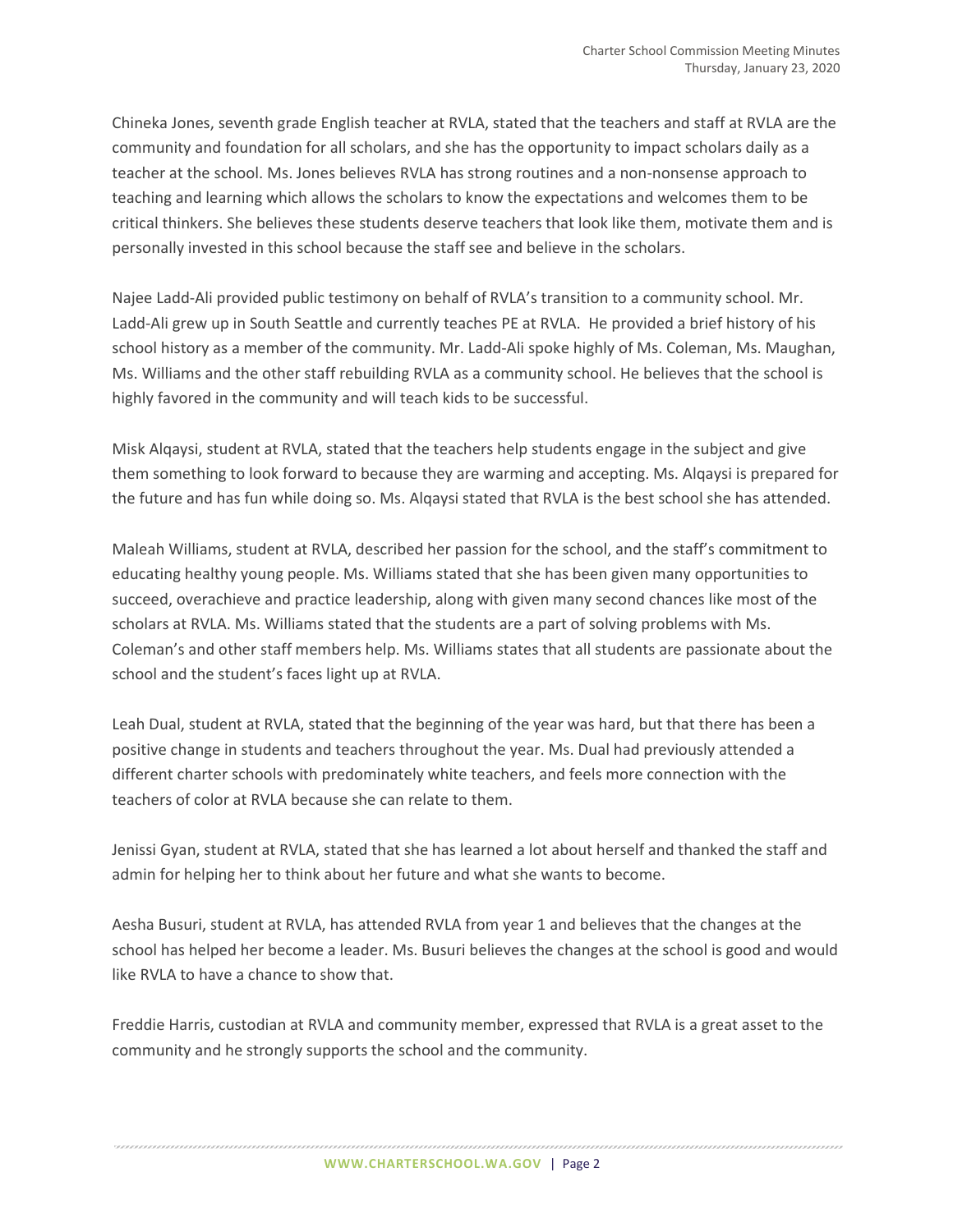Chineka Jones, seventh grade English teacher at RVLA, stated that the teachers and staff at RVLA are the community and foundation for all scholars, and she has the opportunity to impact scholars daily as a teacher at the school. Ms. Jones believes RVLA has strong routines and a non-nonsense approach to teaching and learning which allows the scholars to know the expectations and welcomes them to be critical thinkers. She believes these students deserve teachers that look like them, motivate them and is personally invested in this school because the staff see and believe in the scholars.

Najee Ladd-Ali provided public testimony on behalf of RVLA's transition to a community school. Mr. Ladd-Ali grew up in South Seattle and currently teaches PE at RVLA. He provided a brief history of his school history as a member of the community. Mr. Ladd-Ali spoke highly of Ms. Coleman, Ms. Maughan, Ms. Williams and the other staff rebuilding RVLA as a community school. He believes that the school is highly favored in the community and will teach kids to be successful.

Misk Alqaysi, student at RVLA, stated that the teachers help students engage in the subject and give them something to look forward to because they are warming and accepting. Ms. Alqaysi is prepared for the future and has fun while doing so. Ms. Alqaysi stated that RVLA is the best school she has attended.

Maleah Williams, student at RVLA, described her passion for the school, and the staff's commitment to educating healthy young people. Ms. Williams stated that she has been given many opportunities to succeed, overachieve and practice leadership, along with given many second chances like most of the scholars at RVLA. Ms. Williams stated that the students are a part of solving problems with Ms. Coleman's and other staff members help. Ms. Williams states that all students are passionate about the school and the student's faces light up at RVLA.

Leah Dual, student at RVLA, stated that the beginning of the year was hard, but that there has been a positive change in students and teachers throughout the year. Ms. Dual had previously attended a different charter schools with predominately white teachers, and feels more connection with the teachers of color at RVLA because she can relate to them.

Jenissi Gyan, student at RVLA, stated that she has learned a lot about herself and thanked the staff and admin for helping her to think about her future and what she wants to become.

Aesha Busuri, student at RVLA, has attended RVLA from year 1 and believes that the changes at the school has helped her become a leader. Ms. Busuri believes the changes at the school is good and would like RVLA to have a chance to show that.

Freddie Harris, custodian at RVLA and community member, expressed that RVLA is a great asset to the community and he strongly supports the school and the community.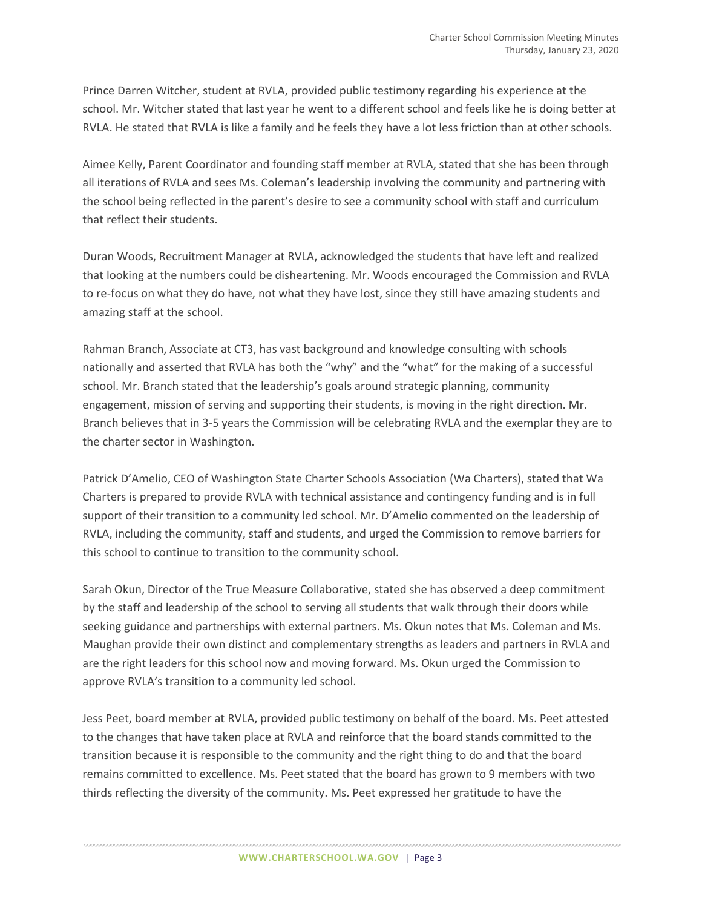Prince Darren Witcher, student at RVLA, provided public testimony regarding his experience at the school. Mr. Witcher stated that last year he went to a different school and feels like he is doing better at RVLA. He stated that RVLA is like a family and he feels they have a lot less friction than at other schools.

Aimee Kelly, Parent Coordinator and founding staff member at RVLA, stated that she has been through all iterations of RVLA and sees Ms. Coleman's leadership involving the community and partnering with the school being reflected in the parent's desire to see a community school with staff and curriculum that reflect their students.

Duran Woods, Recruitment Manager at RVLA, acknowledged the students that have left and realized that looking at the numbers could be disheartening. Mr. Woods encouraged the Commission and RVLA to re-focus on what they do have, not what they have lost, since they still have amazing students and amazing staff at the school.

Rahman Branch, Associate at CT3, has vast background and knowledge consulting with schools nationally and asserted that RVLA has both the "why" and the "what" for the making of a successful school. Mr. Branch stated that the leadership's goals around strategic planning, community engagement, mission of serving and supporting their students, is moving in the right direction. Mr. Branch believes that in 3-5 years the Commission will be celebrating RVLA and the exemplar they are to the charter sector in Washington.

Patrick D'Amelio, CEO of Washington State Charter Schools Association (Wa Charters), stated that Wa Charters is prepared to provide RVLA with technical assistance and contingency funding and is in full support of their transition to a community led school. Mr. D'Amelio commented on the leadership of RVLA, including the community, staff and students, and urged the Commission to remove barriers for this school to continue to transition to the community school.

Sarah Okun, Director of the True Measure Collaborative, stated she has observed a deep commitment by the staff and leadership of the school to serving all students that walk through their doors while seeking guidance and partnerships with external partners. Ms. Okun notes that Ms. Coleman and Ms. Maughan provide their own distinct and complementary strengths as leaders and partners in RVLA and are the right leaders for this school now and moving forward. Ms. Okun urged the Commission to approve RVLA's transition to a community led school.

Jess Peet, board member at RVLA, provided public testimony on behalf of the board. Ms. Peet attested to the changes that have taken place at RVLA and reinforce that the board stands committed to the transition because it is responsible to the community and the right thing to do and that the board remains committed to excellence. Ms. Peet stated that the board has grown to 9 members with two thirds reflecting the diversity of the community. Ms. Peet expressed her gratitude to have the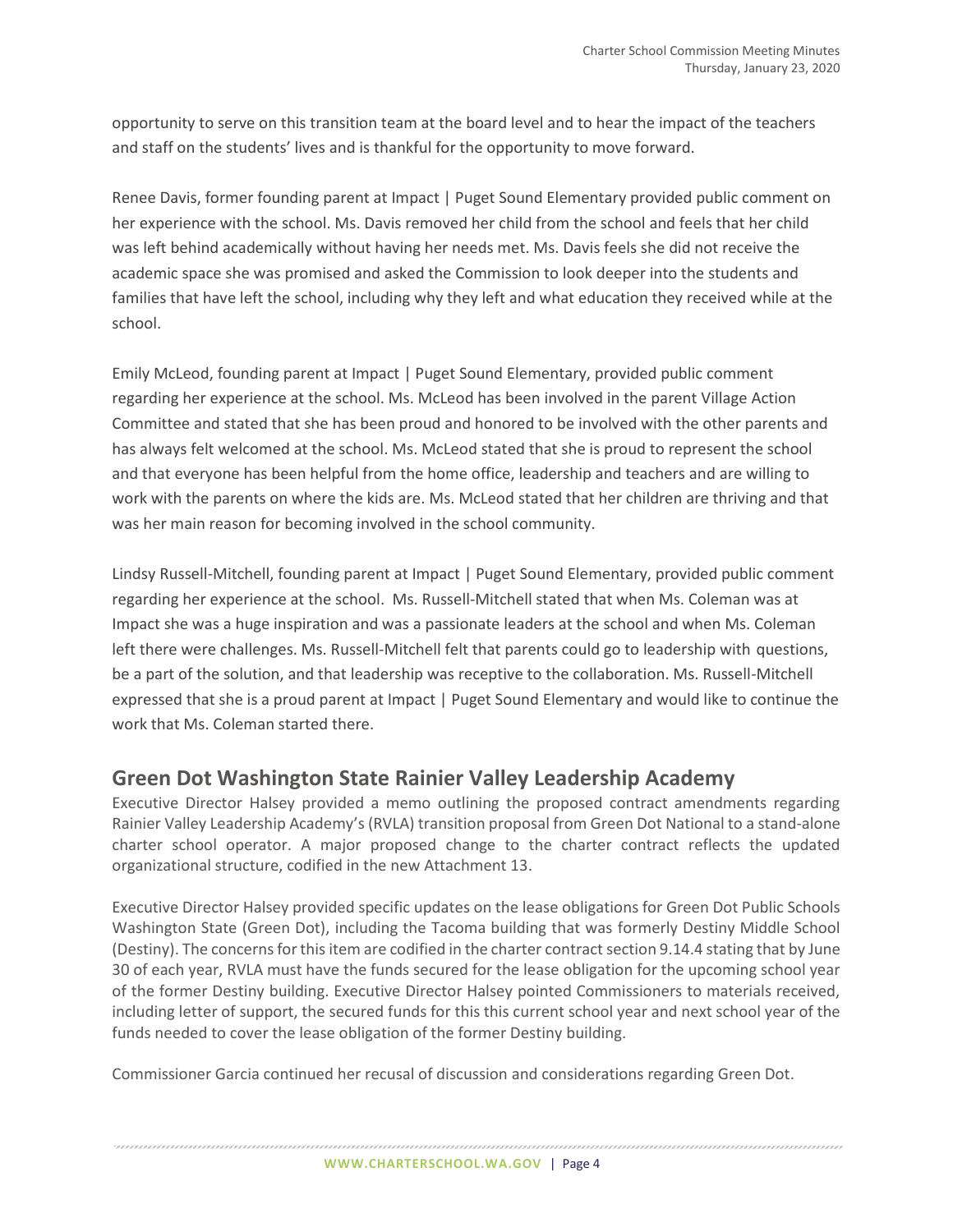opportunity to serve on this transition team at the board level and to hear the impact of the teachers and staff on the students' lives and is thankful for the opportunity to move forward.

Renee Davis, former founding parent at Impact | Puget Sound Elementary provided public comment on her experience with the school. Ms. Davis removed her child from the school and feels that her child was left behind academically without having her needs met. Ms. Davis feels she did not receive the academic space she was promised and asked the Commission to look deeper into the students and families that have left the school, including why they left and what education they received while at the school.

Emily McLeod, founding parent at Impact | Puget Sound Elementary, provided public comment regarding her experience at the school. Ms. McLeod has been involved in the parent Village Action Committee and stated that she has been proud and honored to be involved with the other parents and has always felt welcomed at the school. Ms. McLeod stated that she is proud to represent the school and that everyone has been helpful from the home office, leadership and teachers and are willing to work with the parents on where the kids are. Ms. McLeod stated that her children are thriving and that was her main reason for becoming involved in the school community.

Lindsy Russell-Mitchell, founding parent at Impact | Puget Sound Elementary, provided public comment regarding her experience at the school. Ms. Russell-Mitchell stated that when Ms. Coleman was at Impact she was a huge inspiration and was a passionate leaders at the school and when Ms. Coleman left there were challenges. Ms. Russell-Mitchell felt that parents could go to leadership with questions, be a part of the solution, and that leadership was receptive to the collaboration. Ms. Russell-Mitchell expressed that she is a proud parent at Impact | Puget Sound Elementary and would like to continue the work that Ms. Coleman started there.

## Green Dot Washington State Rainier Valley Leadership Academy

Executive Director Halsey provided a memo outlining the proposed contract amendments regarding Rainier Valley Leadership Academy's (RVLA) transition proposal from Green Dot National to a stand-alone charter school operator. A major proposed change to the charter contract reflects the updated organizational structure, codified in the new Attachment 13.

Executive Director Halsey provided specific updates on the lease obligations for Green Dot Public Schools Washington State (Green Dot), including the Tacoma building that was formerly Destiny Middle School (Destiny). The concerns for this item are codified in the charter contract section 9.14.4 stating that by June 30 of each year, RVLA must have the funds secured for the lease obligation for the upcoming school year of the former Destiny building. Executive Director Halsey pointed Commissioners to materials received, including letter of support, the secured funds for this this current school year and next school year of the funds needed to cover the lease obligation of the former Destiny building.

Commissioner Garcia continued her recusal of discussion and considerations regarding Green Dot.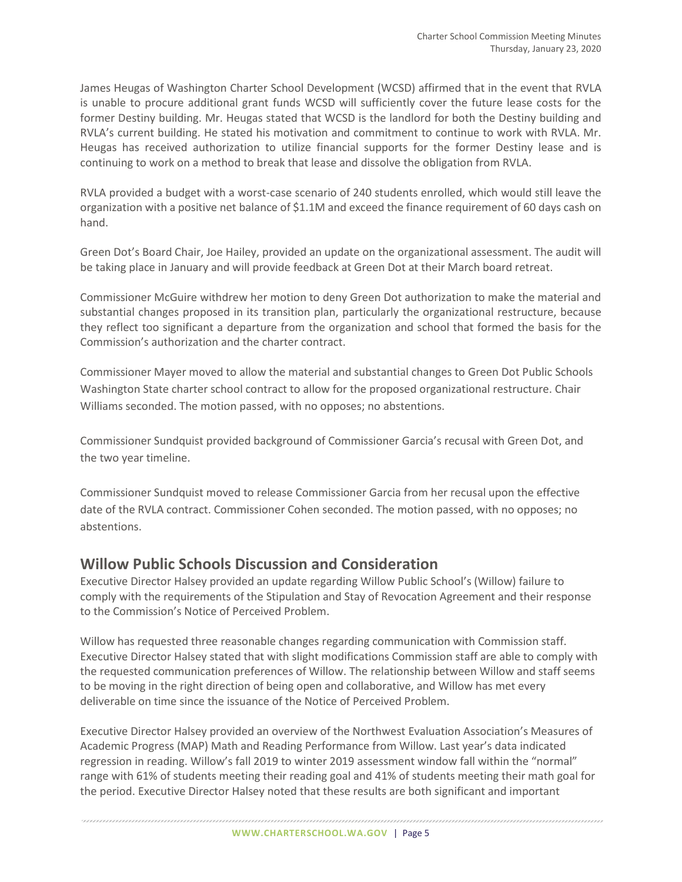James Heugas of Washington Charter School Development (WCSD) affirmed that in the event that RVLA is unable to procure additional grant funds WCSD will sufficiently cover the future lease costs for the former Destiny building. Mr. Heugas stated that WCSD is the landlord for both the Destiny building and RVLA's current building. He stated his motivation and commitment to continue to work with RVLA. Mr. Heugas has received authorization to utilize financial supports for the former Destiny lease and is continuing to work on a method to break that lease and dissolve the obligation from RVLA.

RVLA provided a budget with a worst-case scenario of 240 students enrolled, which would still leave the organization with a positive net balance of $1.1M and exceed the finance requirement of 60 days cash on hand.

Green Dot's Board Chair, Joe Hailey, provided an update on the organizational assessment. The audit will be taking place in January and will provide feedback at Green Dot at their March board retreat.

Commissioner McGuire withdrew her motion to deny Green Dot authorization to make the material and substantial changes proposed in its transition plan, particularly the organizational restructure, because they reflect too significant a departure from the organization and school that formed the basis for the Commission's authorization and the charter contract.

Commissioner Mayer moved to allow the material and substantial changes to Green Dot Public Schools Washington State charter school contract to allow for the proposed organizational restructure. Chair Williams seconded. The motion passed, with no opposes; no abstentions.

Commissioner Sundquist provided background of Commissioner Garcia's recusal with Green Dot, and the two year timeline.

Commissioner Sundquist moved to release Commissioner Garcia from her recusal upon the effective date of the RVLA contract. Commissioner Cohen seconded. The motion passed, with no opposes; no abstentions.

## Willow Public Schools Discussion and Consideration

Executive Director Halsey provided an update regarding Willow Public School's (Willow) failure to comply with the requirements of the Stipulation and Stay of Revocation Agreement and their response to the Commission's Notice of Perceived Problem.

Willow has requested three reasonable changes regarding communication with Commission staff. Executive Director Halsey stated that with slight modifications Commission staff are able to comply with the requested communication preferences of Willow. The relationship between Willow and staff seems to be moving in the right direction of being open and collaborative, and Willow has met every deliverable on time since the issuance of the Notice of Perceived Problem.

Executive Director Halsey provided an overview of the Northwest Evaluation Association's Measures of Academic Progress (MAP) Math and Reading Performance from Willow. Last year's data indicated regression in reading. Willow's fall 2019 to winter 2019 assessment window fall within the "normal" range with 61% of students meeting their reading goal and 41% of students meeting their math goal for the period. Executive Director Halsey noted that these results are both significant and important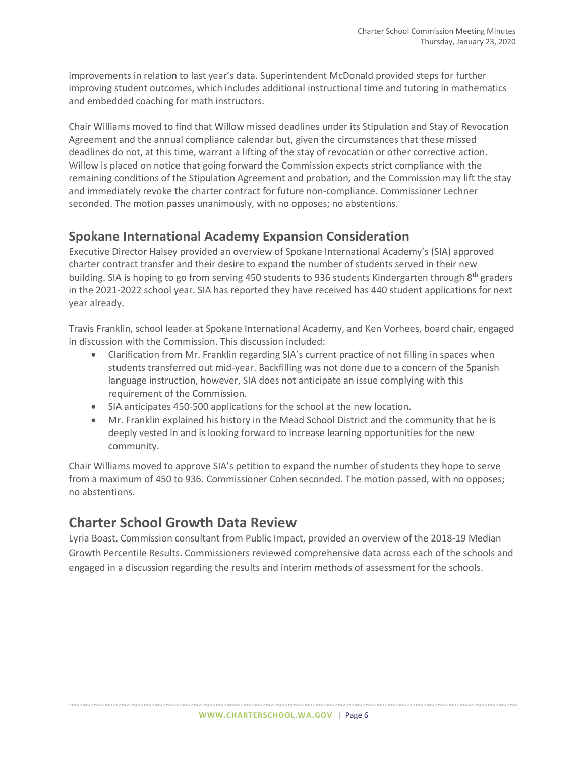improvements in relation to last year's data. Superintendent McDonald provided steps for further improving student outcomes, which includes additional instructional time and tutoring in mathematics and embedded coaching for math instructors.

Chair Williams moved to find that Willow missed deadlines under its Stipulation and Stay of Revocation Agreement and the annual compliance calendar but, given the circumstances that these missed deadlines do not, at this time, warrant a lifting of the stay of revocation or other corrective action. Willow is placed on notice that going forward the Commission expects strict compliance with the remaining conditions of the Stipulation Agreement and probation, and the Commission may lift the stay and immediately revoke the charter contract for future non-compliance. Commissioner Lechner seconded. The motion passes unanimously, with no opposes; no abstentions.

## Spokane International Academy Expansion Consideration

Executive Director Halsey provided an overview of Spokane International Academy's (SIA) approved charter contract transfer and their desire to expand the number of students served in their new building. SIA is hoping to go from serving 450 students to 936 students Kindergarten through 8th graders in the 2021-2022 school year. SIA has reported they have received has 440 student applications for next year already.

Travis Franklin, school leader at Spokane International Academy, and Ken Vorhees, board chair, engaged in discussion with the Commission. This discussion included:

- Clarification from Mr. Franklin regarding SIA's current practice of not filling in spaces when students transferred out mid-year. Backfilling was not done due to a concern of the Spanish language instruction, however, SIA does not anticipate an issue complying with this requirement of the Commission.
- SIA anticipates 450-500 applications for the school at the new location.
- Mr. Franklin explained his history in the Mead School District and the community that he is deeply vested in and is looking forward to increase learning opportunities for the new community.

Chair Williams moved to approve SIA's petition to expand the number of students they hope to serve from a maximum of 450 to 936. Commissioner Cohen seconded. The motion passed, with no opposes; no abstentions.

## Charter School Growth Data Review

Lyria Boast, Commission consultant from Public Impact, provided an overview of the 2018-19 Median Growth Percentile Results. Commissioners reviewed comprehensive data across each of the schools and engaged in a discussion regarding the results and interim methods of assessment for the schools.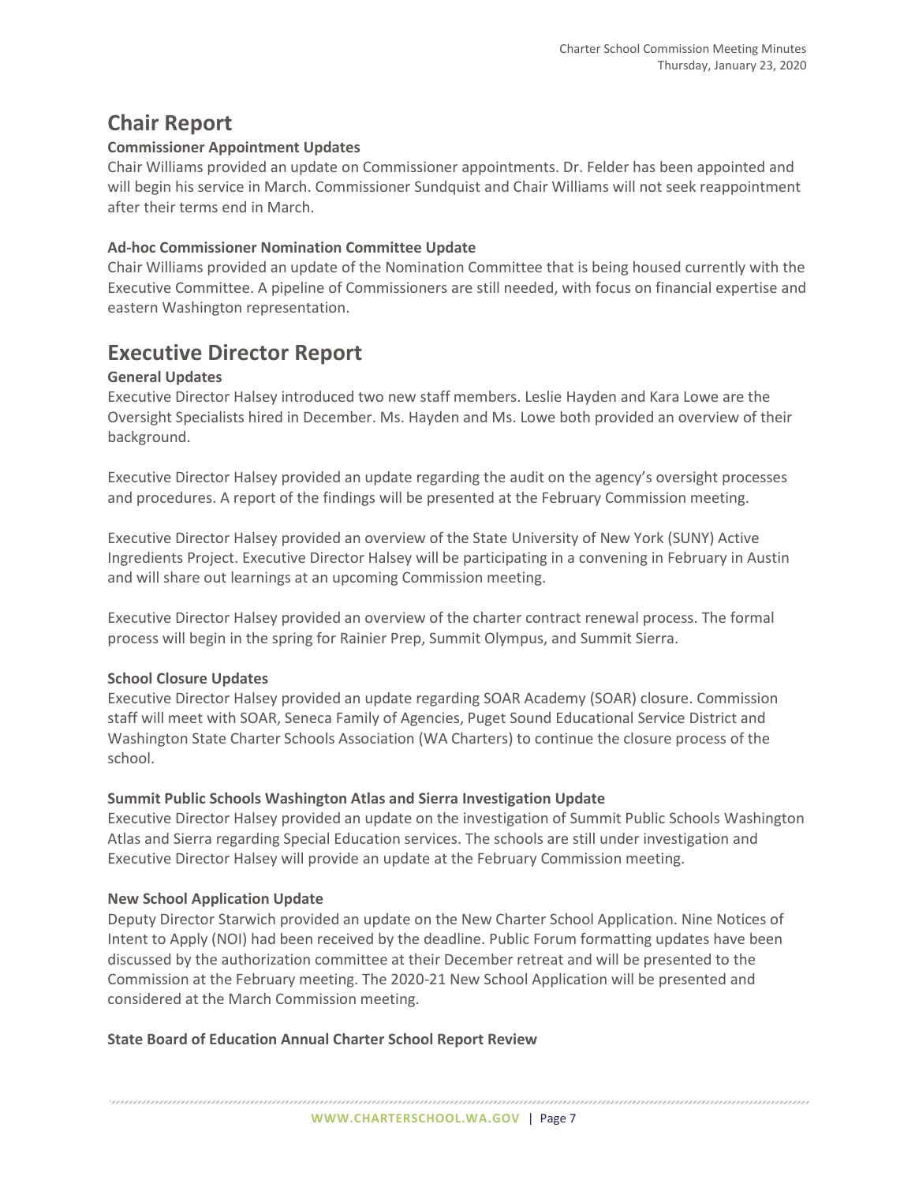## Chair Report

### Commissioner Appointment Updates

Chair Williams provided an update on Commissioner appointments. Dr. Felder has been appointed and will begin his service in March. Commissioner Sundquist and Chair Williams will not seek reappointment after their terms end in March.

### Ad-hoc Commissioner Nomination Committee Update

Chair Williams provided an update of the Nomination Committee that is being housed currently with the Executive Committee. A pipeline of Commissioners are still needed, with focus on financial expertise and eastern Washington representation.

## Executive Director Report

### General Updates

Executive Director Halsey introduced two new staff members. Leslie Hayden and Kara Lowe are the Oversight Specialists hired in December. Ms. Hayden and Ms. Lowe both provided an overview of their background.

Executive Director Halsey provided an update regarding the audit on the agency's oversight processes and procedures. A report of the findings will be presented at the February Commission meeting.

Executive Director Halsey provided an overview of the State University of New York (SUNY) Active Ingredients Project. Executive Director Halsey will be participating in a convening in February in Austin and will share out learnings at an upcoming Commission meeting.

Executive Director Halsey provided an overview of the charter contract renewal process. The formal process will begin in the spring for Rainier Prep, Summit Olympus, and Summit Sierra.

### School Closure Updates

Executive Director Halsey provided an update regarding SOAR Academy (SOAR) closure. Commission staff will meet with SOAR, Seneca Family of Agencies, Puget Sound Educational Service District and Washington State Charter Schools Association (WA Charters) to continue the closure process of the school.

### Summit Public Schools Washington Atlas and Sierra Investigation Update

Executive Director Halsey provided an update on the investigation of Summit Public Schools Washington Atlas and Sierra regarding Special Education services. The schools are still under investigation and Executive Director Halsey will provide an update at the February Commission meeting.

### New School Application Update

Deputy Director Starwich provided an update on the New Charter School Application. Nine Notices of Intent to Apply (NOI) had been received by the deadline. Public Forum formatting updates have been discussed by the authorization committee at their December retreat and will be presented to the Commission at the February meeting. The 2020-21 New School Application will be presented and considered at the March Commission meeting.

### State Board of Education Annual Charter School Report Review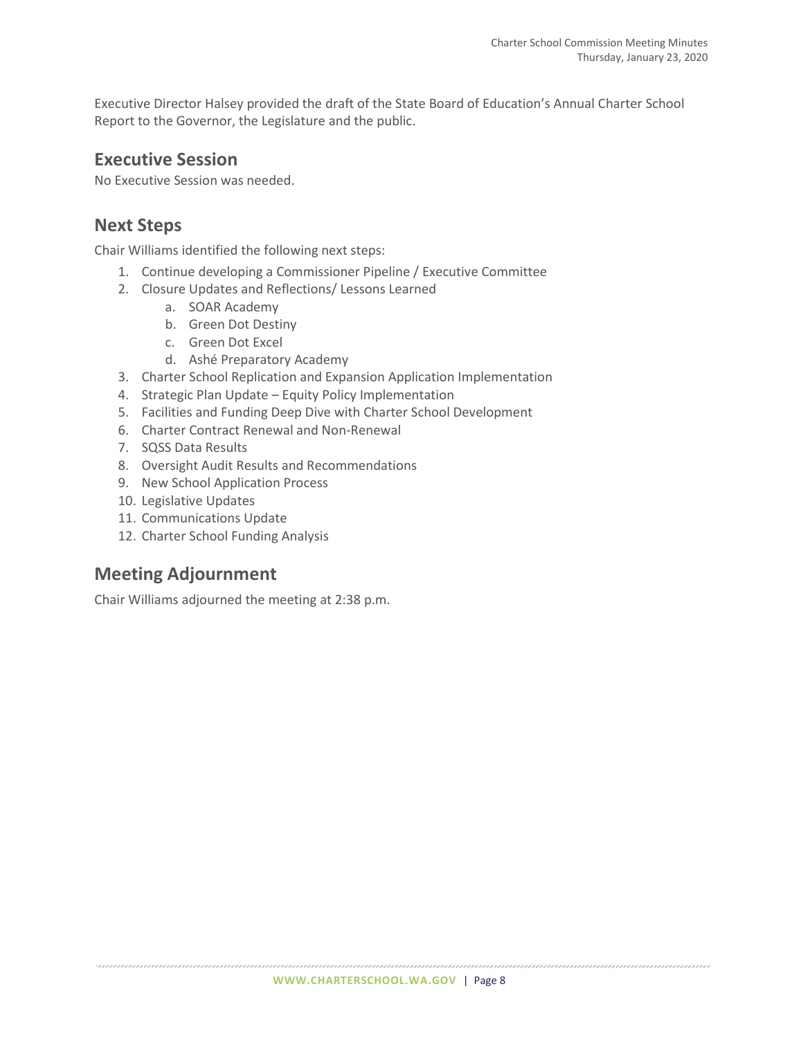Executive Director Halsey provided the draft of the State Board of Education's Annual Charter School Report to the Governor, the Legislature and the public.

## Executive Session

No Executive Session was needed.

## Next Steps

Chair Williams identified the following next steps:

1. Continue developing a Commissioner Pipeline / Executive Committee
2. Closure Updates and Reflections/ Lessons Learned
    a. SOAR Academy
    b. Green Dot Destiny
    c. Green Dot Excel
    d. Ashé Preparatory Academy
3. Charter School Replication and Expansion Application Implementation
4. Strategic Plan Update – Equity Policy Implementation
5. Facilities and Funding Deep Dive with Charter School Development
6. Charter Contract Renewal and Non-Renewal
7. SQSS Data Results
8. Oversight Audit Results and Recommendations
9. New School Application Process
10. Legislative Updates
11. Communications Update
12. Charter School Funding Analysis

## Meeting Adjournment

Chair Williams adjourned the meeting at 2:38 p.m.